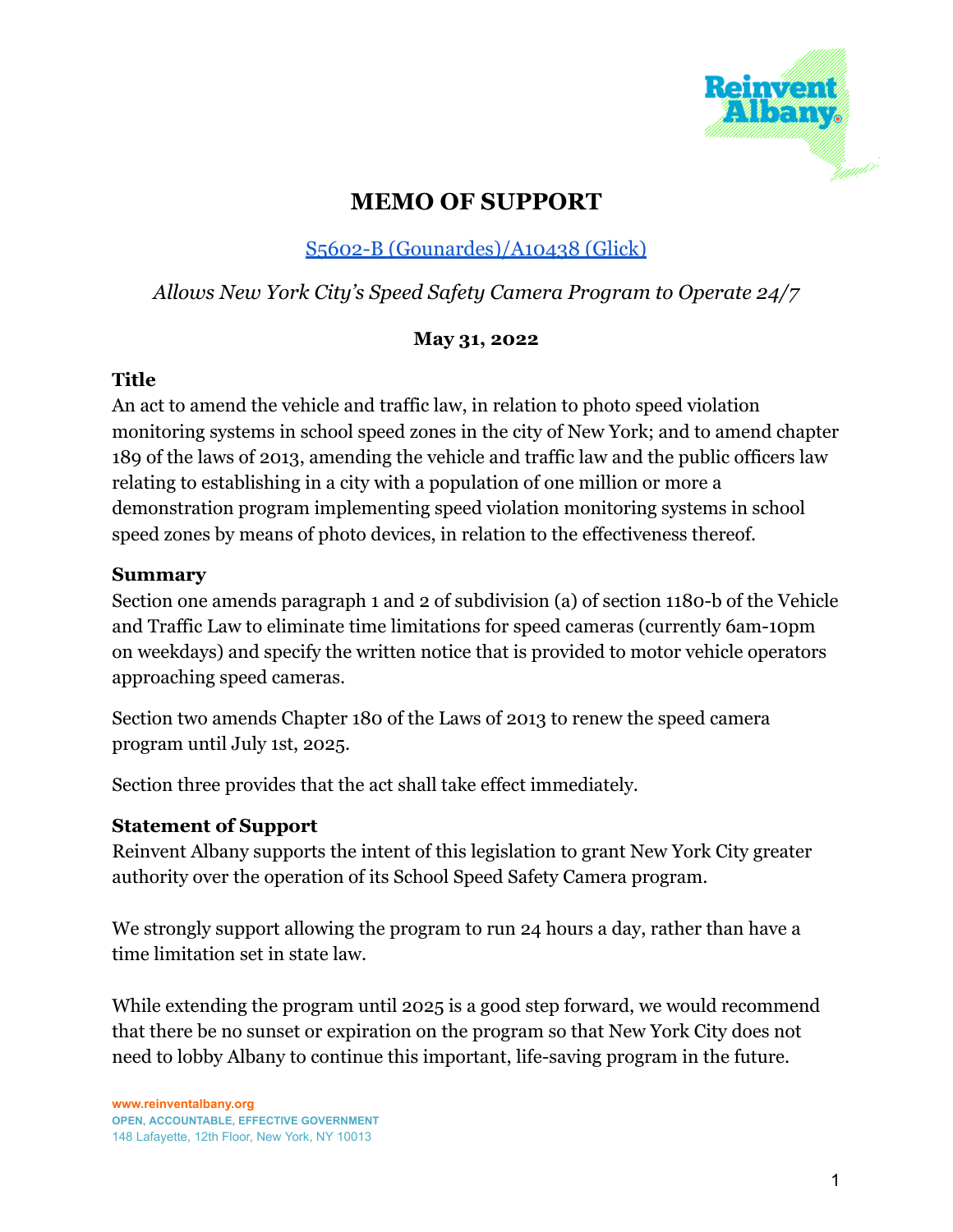# MEMO OF SUPPORT

S5602-B (Gounardes)/A10438 (Glick)

*Allows New York City's Speed Safety Camera Program to Operate 24/7*

**May 31, 2022**

### Title

An act to amend the vehicle and traffic law, in relation to photo speed violation monitoring systems in school speed zones in the city of New York; and to amend chapter 189 of the laws of 2013, amending the vehicle and traffic law and the public officers law relating to establishing in a city with a population of one million or more a demonstration program implementing speed violation monitoring systems in school speed zones by means of photo devices, in relation to the effectiveness thereof.

### Summary

Section one amends paragraph 1 and 2 of subdivision (a) of section 1180-b of the Vehicle and Traffic Law to eliminate time limitations for speed cameras (currently 6am-10pm on weekdays) and specify the written notice that is provided to motor vehicle operators approaching speed cameras.

Section two amends Chapter 180 of the Laws of 2013 to renew the speed camera program until July 1st, 2025.

Section three provides that the act shall take effect immediately.

### Statement of Support

Reinvent Albany supports the intent of this legislation to grant New York City greater authority over the operation of its School Speed Safety Camera program.

We strongly support allowing the program to run 24 hours a day, rather than have a time limitation set in state law.

While extending the program until 2025 is a good step forward, we would recommend that there be no sunset or expiration on the program so that New York City does not need to lobby Albany to continue this important, life-saving program in the future.

www.reinventalbany.org
OPEN, ACCOUNTABLE, EFFECTIVE GOVERNMENT
148 Lafayette, 12th Floor, New York, NY 10013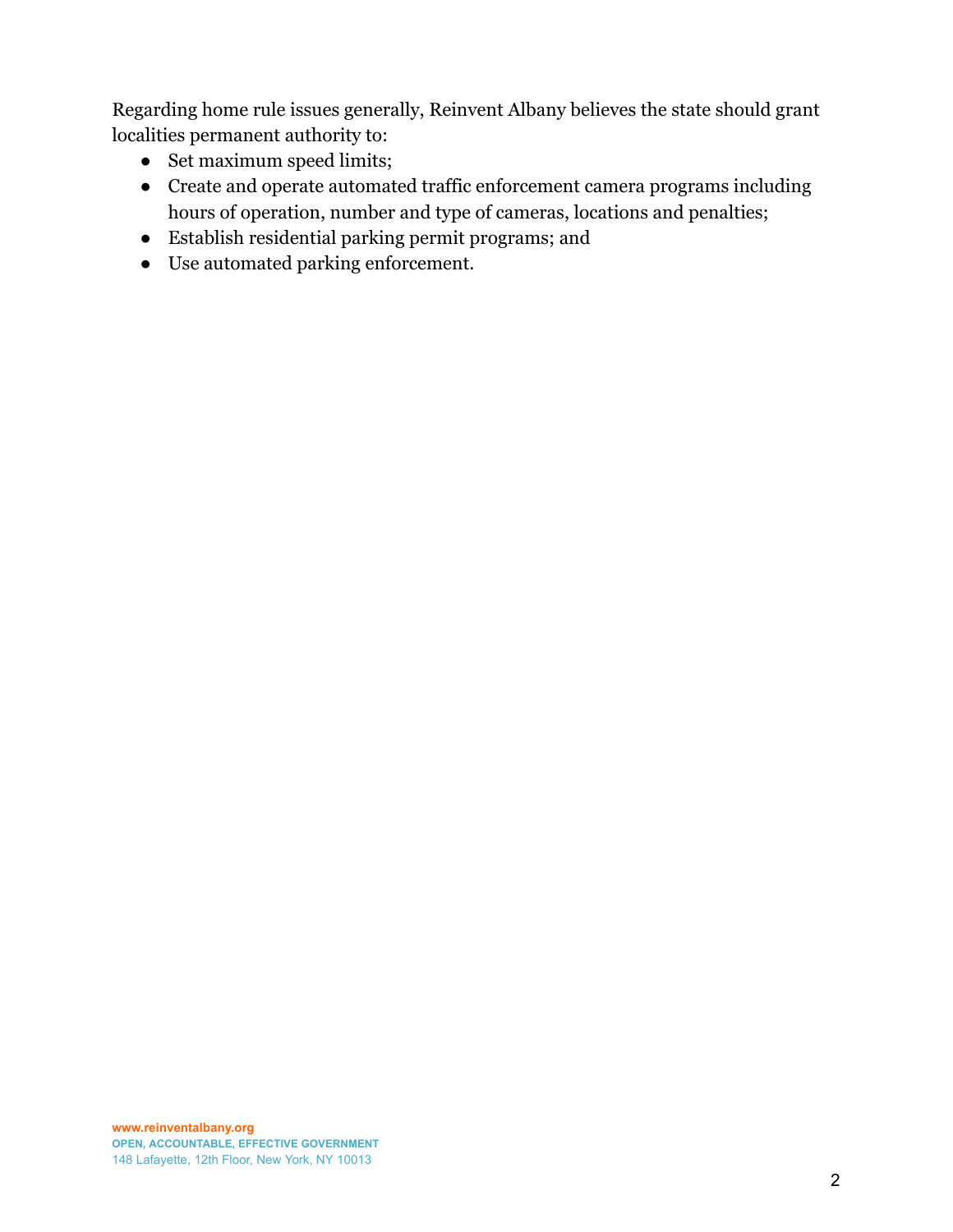Regarding home rule issues generally, Reinvent Albany believes the state should grant localities permanent authority to:

- Set maximum speed limits;
- Create and operate automated traffic enforcement camera programs including hours of operation, number and type of cameras, locations and penalties;
- Establish residential parking permit programs; and
- Use automated parking enforcement.